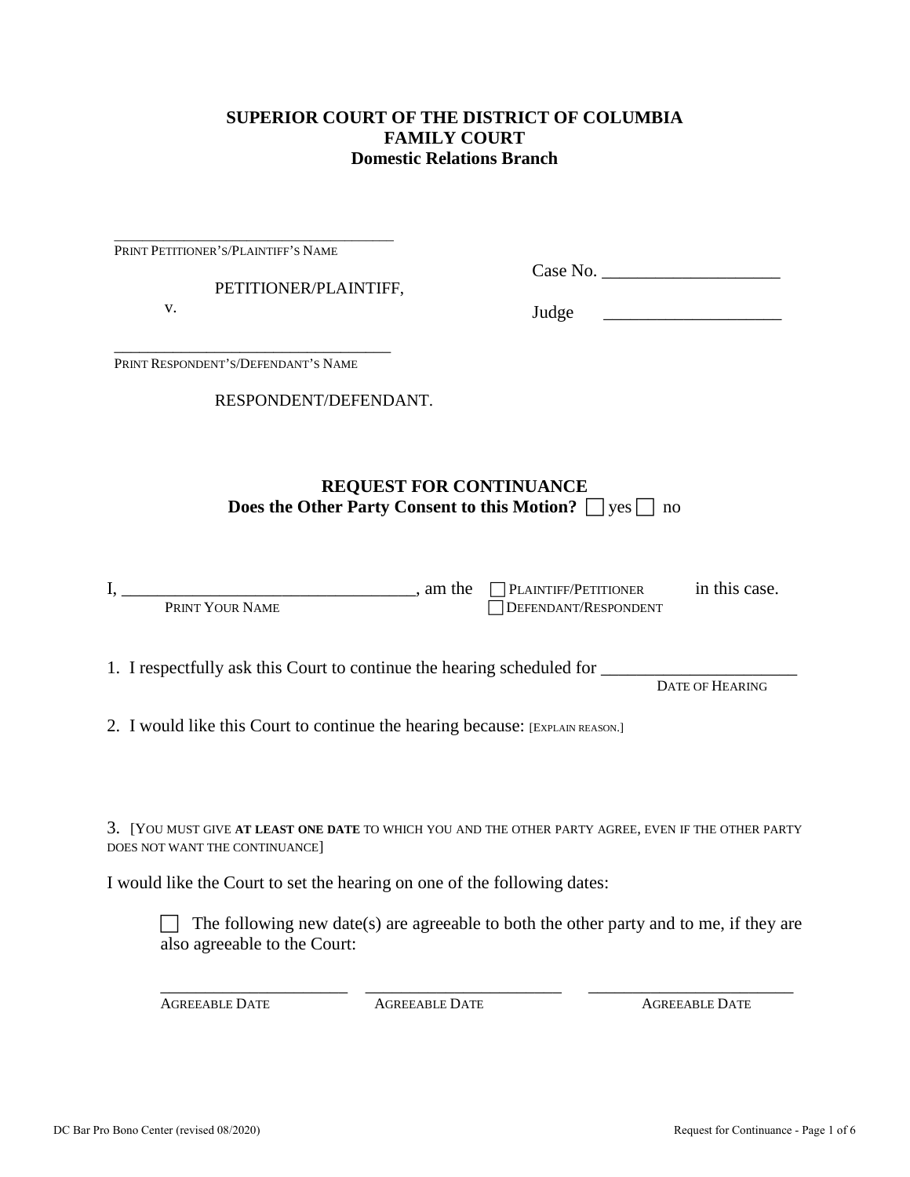**SUPERIOR COURT OF THE DISTRICT OF COLUMBIA**
**FAMILY COURT**
**Domestic Relations Branch**

___________________________________
PRINT PETITIONER'S/PLAINTIFF'S NAME

PETITIONER/PLAINTIFF,

v.

___________________________________
PRINT RESPONDENT'S/DEFENDANT'S NAME

RESPONDENT/DEFENDANT.

Case No. ____________________

Judge ____________________

**REQUEST FOR CONTINUANCE**
**Does the Other Party Consent to this Motion?** ☐ yes ☐ no

I, _________________________________, am the ☐ PLAINTIFF/PETITIONER ☐ DEFENDANT/RESPONDENT in this case.
PRINT YOUR NAME

1. I respectfully ask this Court to continue the hearing scheduled for ______________________
DATE OF HEARING

2. I would like this Court to continue the hearing because: [EXPLAIN REASON.]

3. [YOU MUST GIVE **AT LEAST ONE DATE** TO WHICH YOU AND THE OTHER PARTY AGREE, EVEN IF THE OTHER PARTY DOES NOT WANT THE CONTINUANCE]

I would like the Court to set the hearing on one of the following dates:

☐ The following new date(s) are agreeable to both the other party and to me, if they are also agreeable to the Court:

______________________ ______________________ ______________________
AGREEABLE DATE AGREEABLE DATE AGREEABLE DATE

DC Bar Pro Bono Center (revised 08/2020)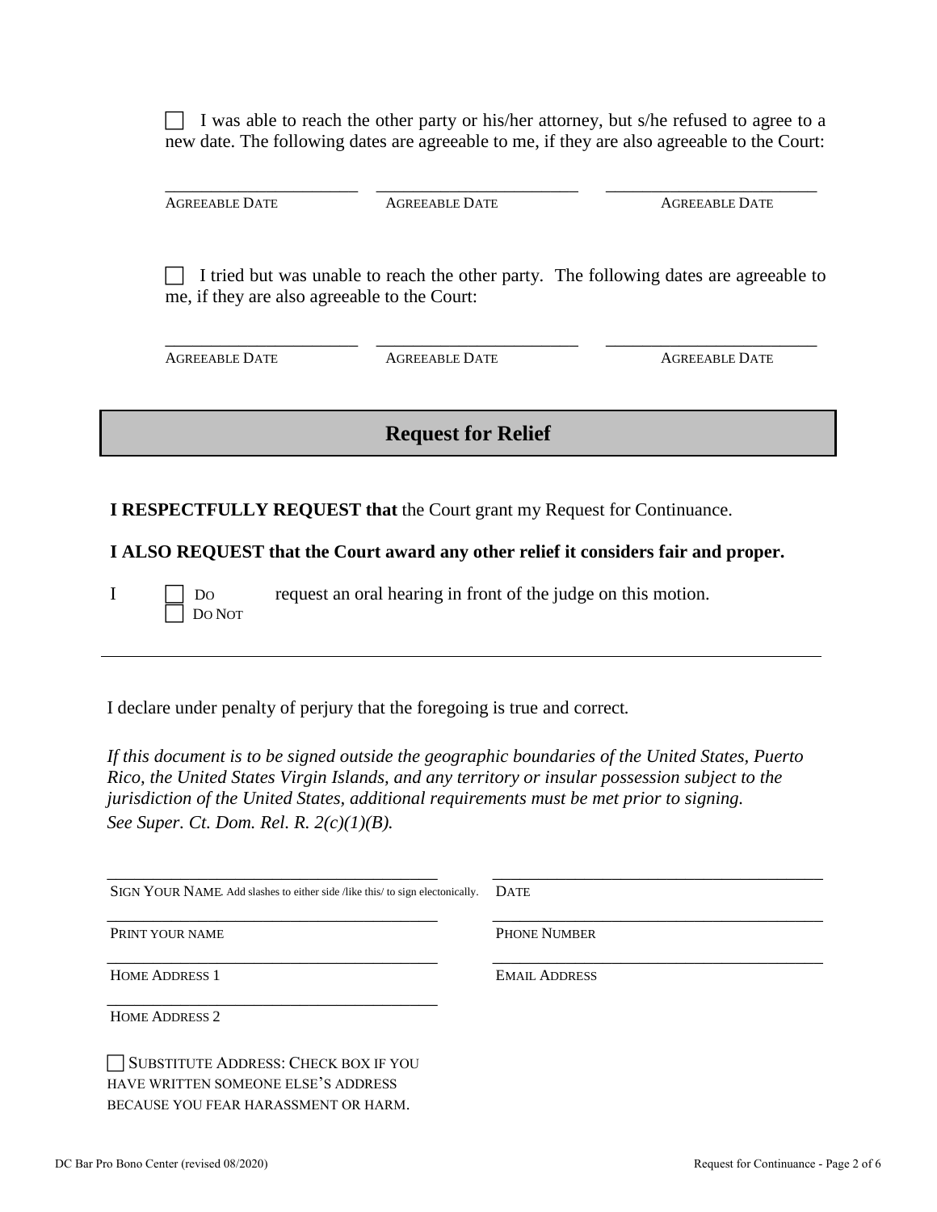☐ I was able to reach the other party or his/her attorney, but s/he refused to agree to a new date. The following dates are agreeable to me, if they are also agreeable to the Court:

| ______________________ | ______________________ | ______________________ |
|---|---|---|
| AGREEABLE DATE | AGREEABLE DATE | AGREEABLE DATE |

☐ I tried but was unable to reach the other party. The following dates are agreeable to me, if they are also agreeable to the Court:

| ______________________ | ______________________ | ______________________ |
|---|---|---|
| AGREEABLE DATE | AGREEABLE DATE | AGREEABLE DATE |

## Request for Relief

**I RESPECTFULLY REQUEST that** the Court grant my Request for Continuance.

**I ALSO REQUEST that the Court award any other relief it considers fair and proper.**

I ☐ DO ☐ DO NOT request an oral hearing in front of the judge on this motion.

---

I declare under penalty of perjury that the foregoing is true and correct.

*If this document is to be signed outside the geographic boundaries of the United States, Puerto Rico, the United States Virgin Islands, and any territory or insular possession subject to the jurisdiction of the United States, additional requirements must be met prior to signing. See Super. Ct. Dom. Rel. R. 2(c)(1)(B).*

| | |
|---|---|
| ______________________________________ | ______________________________________ |
| SIGN YOUR NAME. Add slashes to either side /like this/ to sign electonically. | DATE |
| ______________________________________ | ______________________________________ |
| PRINT YOUR NAME | PHONE NUMBER |
| ______________________________________ | ______________________________________ |
| HOME ADDRESS 1 | EMAIL ADDRESS |
| ______________________________________ | |
| HOME ADDRESS 2 | |

☐ SUBSTITUTE ADDRESS: CHECK BOX IF YOU HAVE WRITTEN SOMEONE ELSE'S ADDRESS BECAUSE YOU FEAR HARASSMENT OR HARM.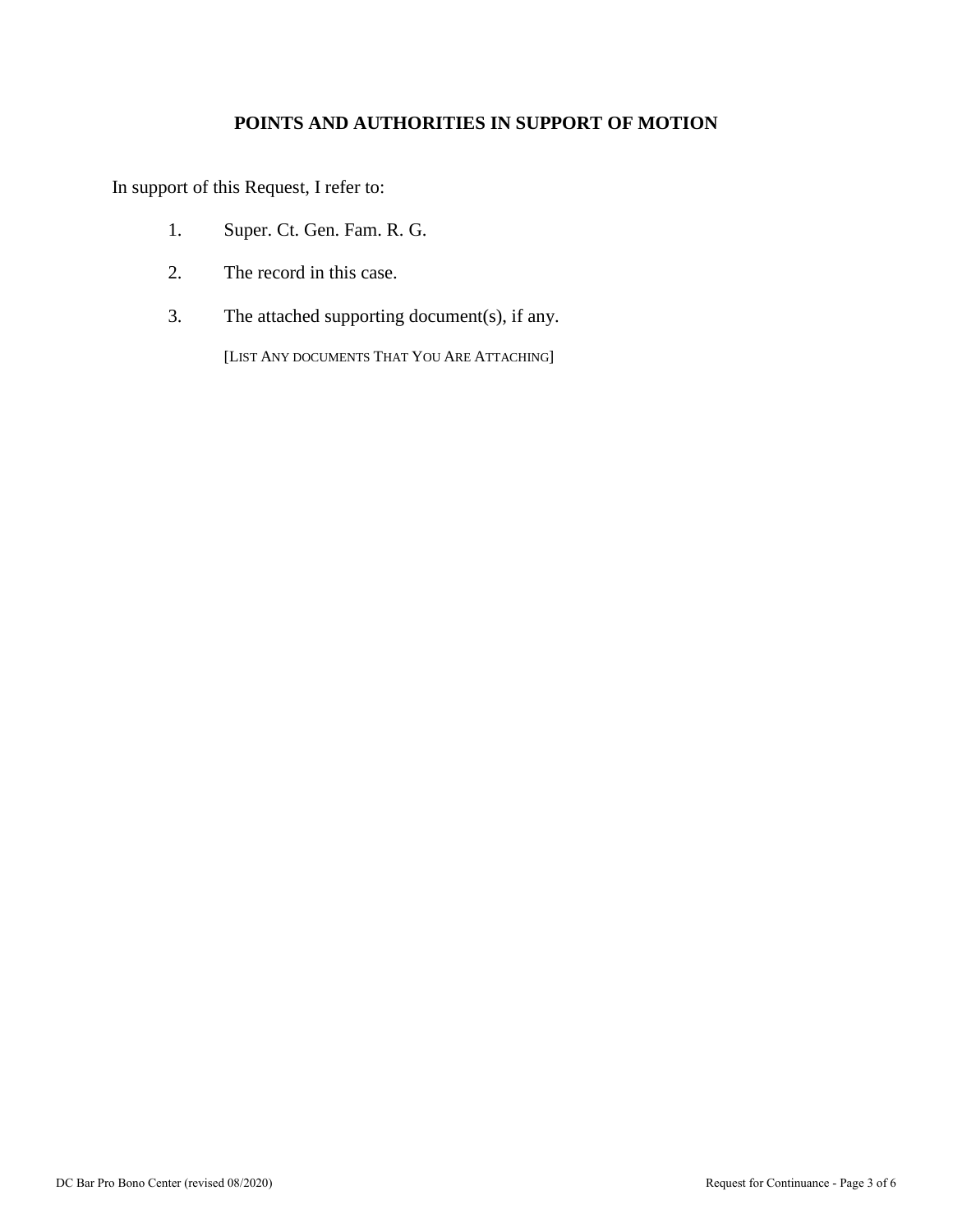## POINTS AND AUTHORITIES IN SUPPORT OF MOTION

In support of this Request, I refer to:

1. Super. Ct. Gen. Fam. R. G.

2. The record in this case.

3. The attached supporting document(s), if any.

   [LIST ANY DOCUMENTS THAT YOU ARE ATTACHING]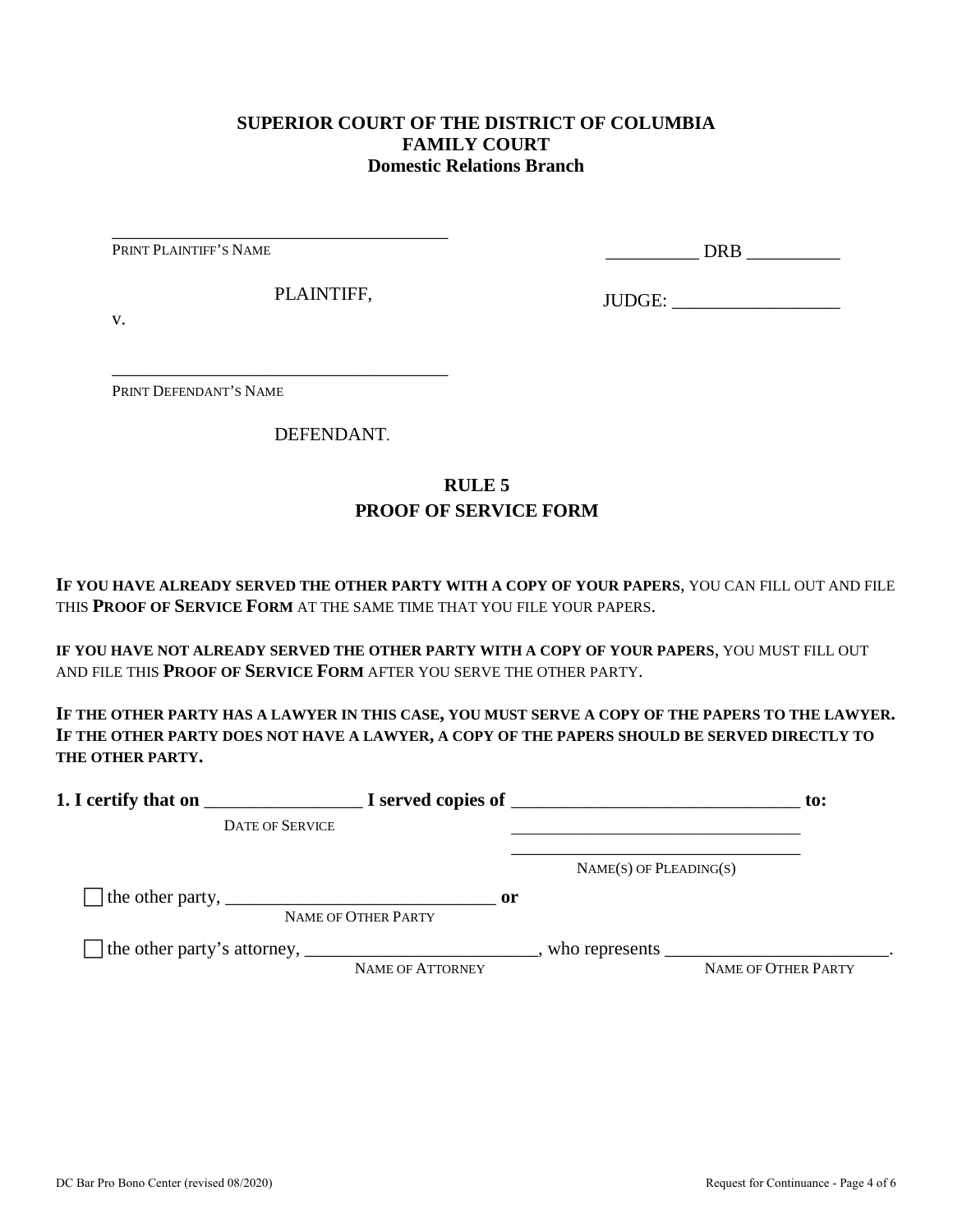**SUPERIOR COURT OF THE DISTRICT OF COLUMBIA**
**FAMILY COURT**
**Domestic Relations Branch**

_____________________________________
PRINT PLAINTIFF'S NAME

PLAINTIFF,

v.

_____________________________________
PRINT DEFENDANT'S NAME

DEFENDANT.

__________ DRB __________

JUDGE: __________________

## RULE 5
## PROOF OF SERVICE FORM

**IF YOU HAVE ALREADY SERVED THE OTHER PARTY WITH A COPY OF YOUR PAPERS**, YOU CAN FILL OUT AND FILE THIS **PROOF OF SERVICE FORM** AT THE SAME TIME THAT YOU FILE YOUR PAPERS.

**IF YOU HAVE NOT ALREADY SERVED THE OTHER PARTY WITH A COPY OF YOUR PAPERS**, YOU MUST FILL OUT AND FILE THIS **PROOF OF SERVICE FORM** AFTER YOU SERVE THE OTHER PARTY.

**IF THE OTHER PARTY HAS A LAWYER IN THIS CASE, YOU MUST SERVE A COPY OF THE PAPERS TO THE LAWYER. IF THE OTHER PARTY DOES NOT HAVE A LAWYER, A COPY OF THE PAPERS SHOULD BE SERVED DIRECTLY TO THE OTHER PARTY.**

**1. I certify that on** _________________ **I served copies of** _______________________________ **to:**
DATE OF SERVICE
_________________________________
_________________________________
NAME(S) OF PLEADING(S)

☐ the other party, _____________________________ **or**
NAME OF OTHER PARTY

☐ the other party's attorney, _________________________, who represents ________________________.
NAME OF ATTORNEY NAME OF OTHER PARTY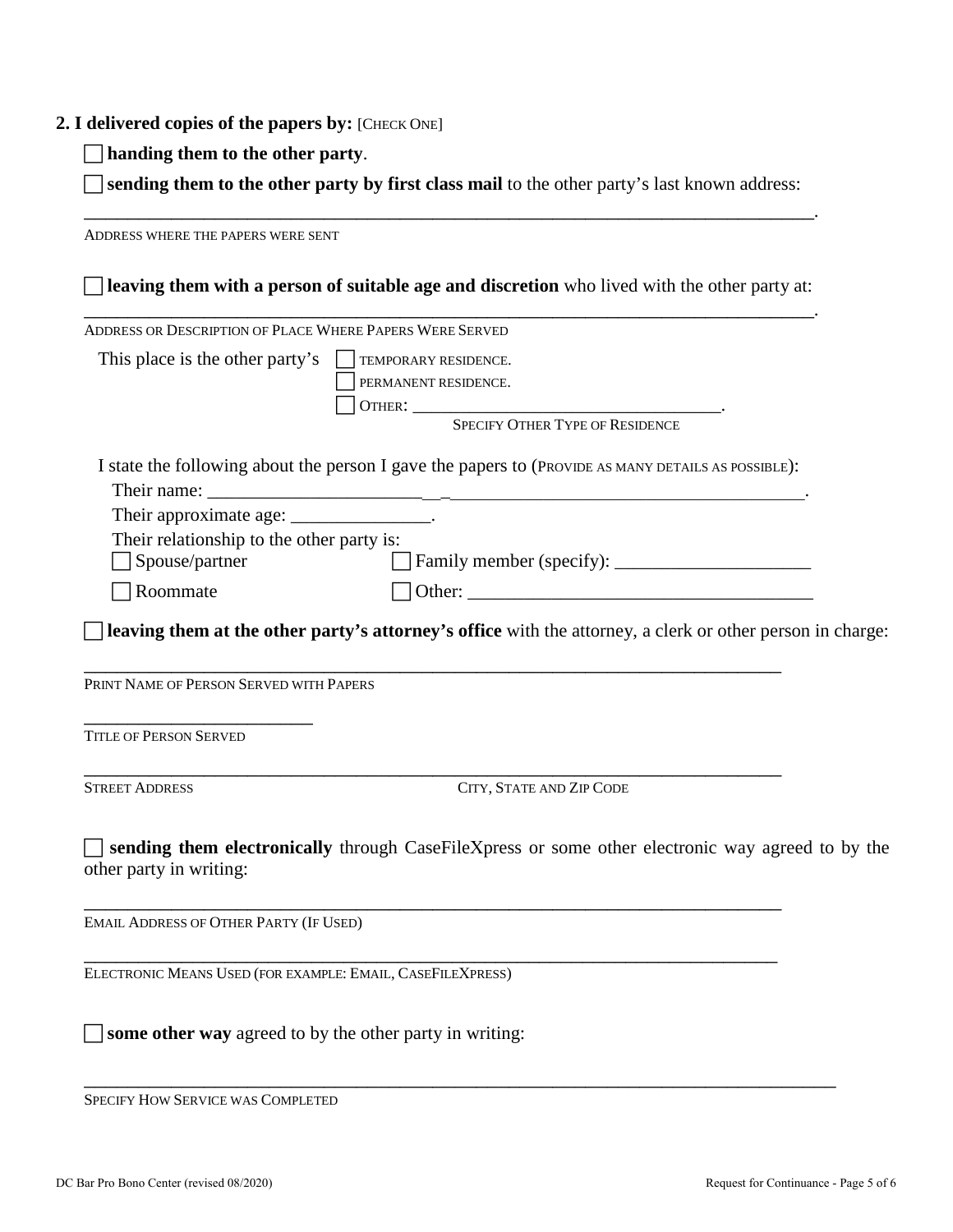**2. I delivered copies of the papers by:** [CHECK ONE]

☐ **handing them to the other party**.

☐ **sending them to the other party by first class mail** to the other party's last known address:

______________________________________________________________________________.
ADDRESS WHERE THE PAPERS WERE SENT

☐ **leaving them with a person of suitable age and discretion** who lived with the other party at:

______________________________________________________________________________.
ADDRESS OR DESCRIPTION OF PLACE WHERE PAPERS WERE SERVED

This place is the other party's ☐ TEMPORARY RESIDENCE.
☐ PERMANENT RESIDENCE.
☐ OTHER: ___________________________________.
SPECIFY OTHER TYPE OF RESIDENCE

I state the following about the person I gave the papers to (PROVIDE AS MANY DETAILS AS POSSIBLE):

Their name: ______________________________________________________________.

Their approximate age: _______________.

Their relationship to the other party is:

☐ Spouse/partner ☐ Family member (specify): _____________________

☐ Roommate ☐ Other: ______________________________________

☐ **leaving them at the other party's attorney's office** with the attorney, a clerk or other person in charge:

______________________________________________________________________________
PRINT NAME OF PERSON SERVED WITH PAPERS

__________________________
TITLE OF PERSON SERVED

______________________________________________________________________________
STREET ADDRESS CITY, STATE AND ZIP CODE

☐ **sending them electronically** through CaseFileXpress or some other electronic way agreed to by the other party in writing:

______________________________________________________________________________
EMAIL ADDRESS OF OTHER PARTY (IF USED)

______________________________________________________________________________
ELECTRONIC MEANS USED (FOR EXAMPLE: EMAIL, CASEFILEXPRESS)

☐ **some other way** agreed to by the other party in writing:

______________________________________________________________________________
SPECIFY HOW SERVICE WAS COMPLETED

DC Bar Pro Bono Center (revised 08/2020)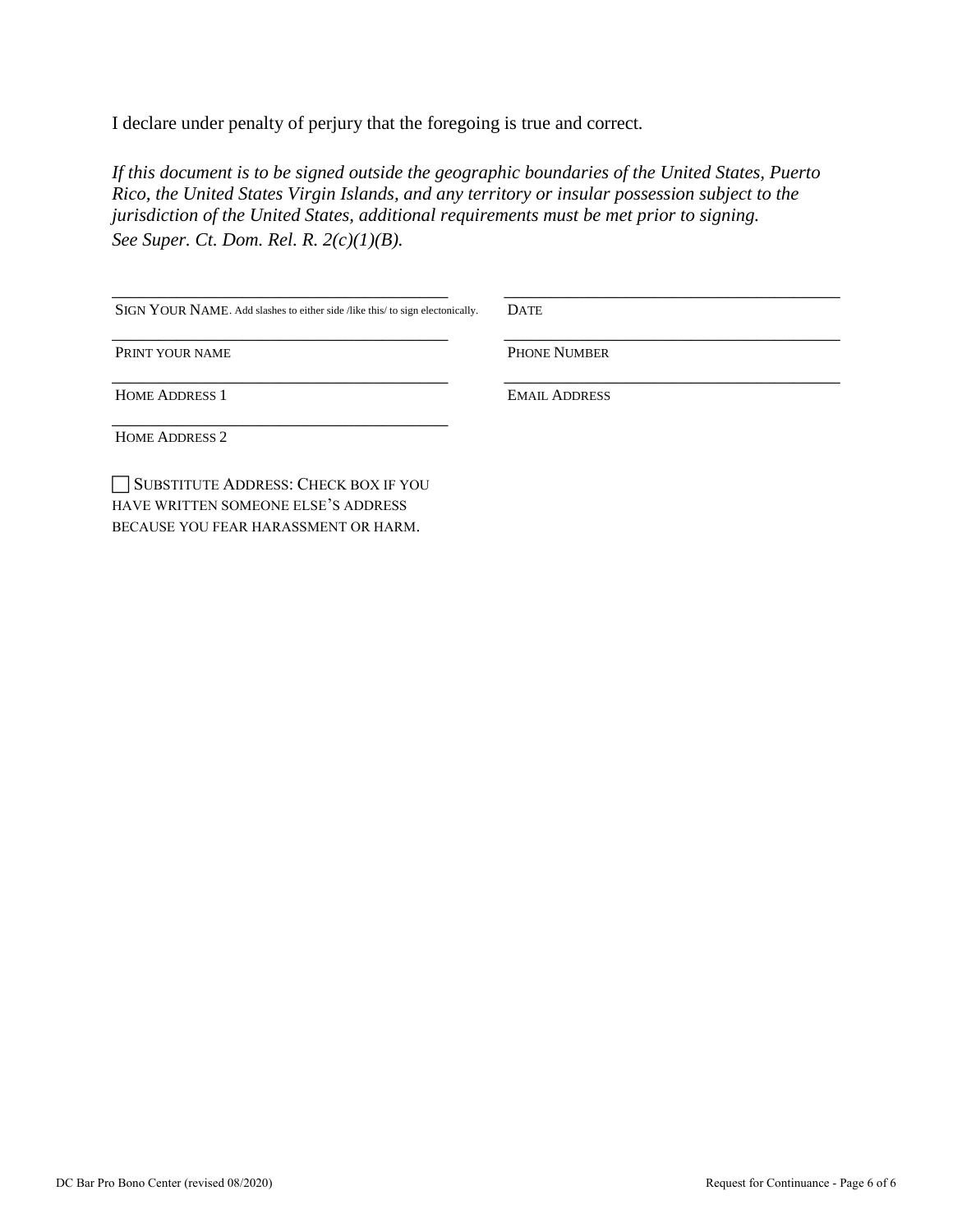I declare under penalty of perjury that the foregoing is true and correct.

*If this document is to be signed outside the geographic boundaries of the United States, Puerto Rico, the United States Virgin Islands, and any territory or insular possession subject to the jurisdiction of the United States, additional requirements must be met prior to signing. See Super. Ct. Dom. Rel. R. 2(c)(1)(B).*

| | |
|---|---|
| ______________________________ | ______________________________ |
| SIGN YOUR NAME. Add slashes to either side /like this/ to sign electonically. | DATE |
| ______________________________ | ______________________________ |
| PRINT YOUR NAME | PHONE NUMBER |
| ______________________________ | ______________________________ |
| HOME ADDRESS 1 | EMAIL ADDRESS |
| ______________________________ | |
| HOME ADDRESS 2 | |

☐ SUBSTITUTE ADDRESS: CHECK BOX IF YOU HAVE WRITTEN SOMEONE ELSE'S ADDRESS BECAUSE YOU FEAR HARASSMENT OR HARM.

DC Bar Pro Bono Center (revised 08/2020)